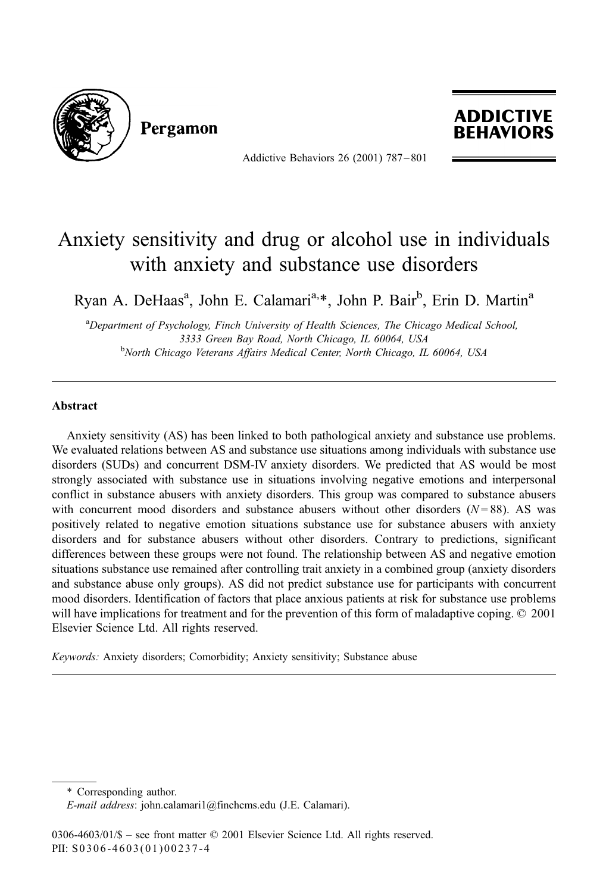# Anxiety sensitivity and drug or alcohol use in individuals with anxiety and substance use disorders

Ryan A. DeHaas[a], John E. Calamari[a,*], John P. Bair[b], Erin D. Martin[a]

[a]Department of Psychology, Finch University of Health Sciences, The Chicago Medical School, 3333 Green Bay Road, North Chicago, IL 60064, USA

[b]North Chicago Veterans Affairs Medical Center, North Chicago, IL 60064, USA

## Abstract

Anxiety sensitivity (AS) has been linked to both pathological anxiety and substance use problems. We evaluated relations between AS and substance use situations among individuals with substance use disorders (SUDs) and concurrent DSM-IV anxiety disorders. We predicted that AS would be most strongly associated with substance use in situations involving negative emotions and interpersonal conflict in substance abusers with anxiety disorders. This group was compared to substance abusers with concurrent mood disorders and substance abusers without other disorders ($N = 88$). AS was positively related to negative emotion situations substance use for substance abusers with anxiety disorders and for substance abusers without other disorders. Contrary to predictions, significant differences between these groups were not found. The relationship between AS and negative emotion situations substance use remained after controlling trait anxiety in a combined group (anxiety disorders and substance abuse only groups). AS did not predict substance use for participants with concurrent mood disorders. Identification of factors that place anxious patients at risk for substance use problems will have implications for treatment and for the prevention of this form of maladaptive coping. © 2001 Elsevier Science Ltd. All rights reserved.

*Keywords:* Anxiety disorders; Comorbidity; Anxiety sensitivity; Substance abuse

---

\* Corresponding author.

*E-mail address*: john.calamari1@finchcms.edu (J.E. Calamari).

0306-4603/01/$ – see front matter © 2001 Elsevier Science Ltd. All rights reserved.

PII: S0306-4603(01)00237-4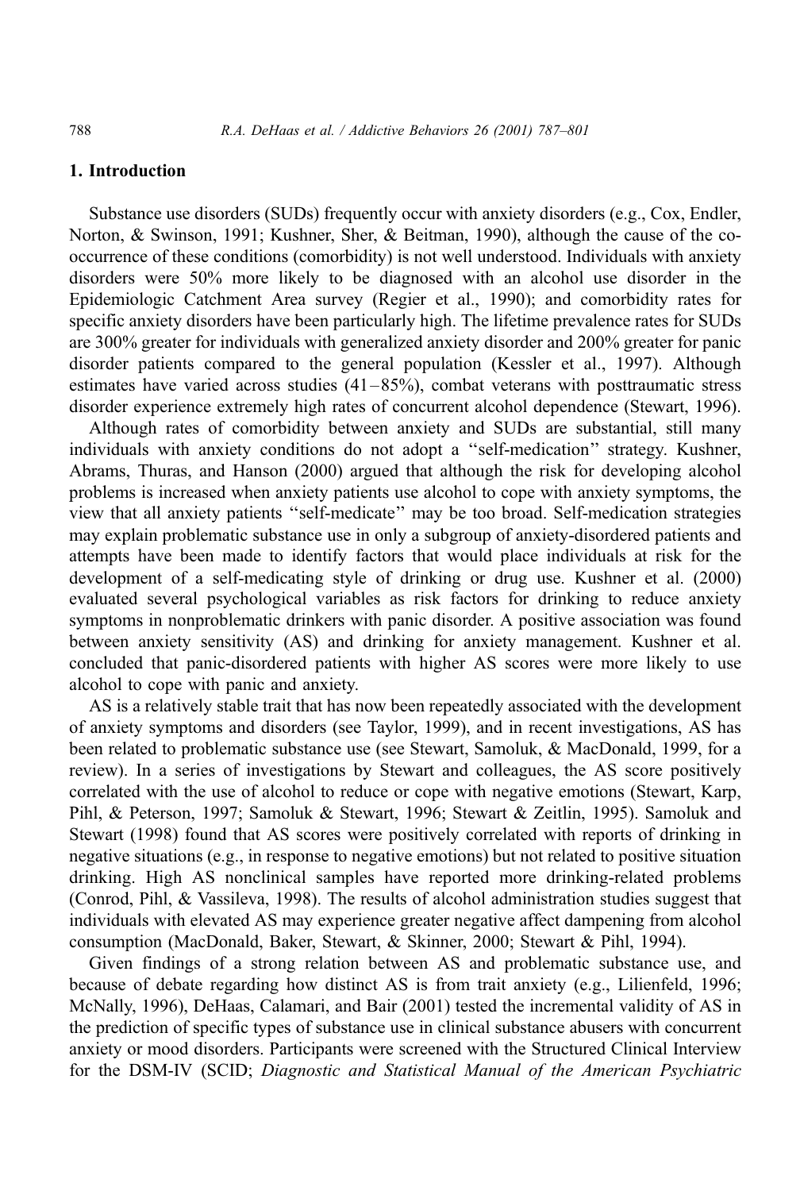## 1. Introduction

Substance use disorders (SUDs) frequently occur with anxiety disorders (e.g., Cox, Endler, Norton, & Swinson, 1991; Kushner, Sher, & Beitman, 1990), although the cause of the co-occurrence of these conditions (comorbidity) is not well understood. Individuals with anxiety disorders were 50% more likely to be diagnosed with an alcohol use disorder in the Epidemiologic Catchment Area survey (Regier et al., 1990); and comorbidity rates for specific anxiety disorders have been particularly high. The lifetime prevalence rates for SUDs are 300% greater for individuals with generalized anxiety disorder and 200% greater for panic disorder patients compared to the general population (Kessler et al., 1997). Although estimates have varied across studies (41–85%), combat veterans with posttraumatic stress disorder experience extremely high rates of concurrent alcohol dependence (Stewart, 1996).

Although rates of comorbidity between anxiety and SUDs are substantial, still many individuals with anxiety conditions do not adopt a "self-medication" strategy. Kushner, Abrams, Thuras, and Hanson (2000) argued that although the risk for developing alcohol problems is increased when anxiety patients use alcohol to cope with anxiety symptoms, the view that all anxiety patients "self-medicate" may be too broad. Self-medication strategies may explain problematic substance use in only a subgroup of anxiety-disordered patients and attempts have been made to identify factors that would place individuals at risk for the development of a self-medicating style of drinking or drug use. Kushner et al. (2000) evaluated several psychological variables as risk factors for drinking to reduce anxiety symptoms in nonproblematic drinkers with panic disorder. A positive association was found between anxiety sensitivity (AS) and drinking for anxiety management. Kushner et al. concluded that panic-disordered patients with higher AS scores were more likely to use alcohol to cope with panic and anxiety.

AS is a relatively stable trait that has now been repeatedly associated with the development of anxiety symptoms and disorders (see Taylor, 1999), and in recent investigations, AS has been related to problematic substance use (see Stewart, Samoluk, & MacDonald, 1999, for a review). In a series of investigations by Stewart and colleagues, the AS score positively correlated with the use of alcohol to reduce or cope with negative emotions (Stewart, Karp, Pihl, & Peterson, 1997; Samoluk & Stewart, 1996; Stewart & Zeitlin, 1995). Samoluk and Stewart (1998) found that AS scores were positively correlated with reports of drinking in negative situations (e.g., in response to negative emotions) but not related to positive situation drinking. High AS nonclinical samples have reported more drinking-related problems (Conrod, Pihl, & Vassileva, 1998). The results of alcohol administration studies suggest that individuals with elevated AS may experience greater negative affect dampening from alcohol consumption (MacDonald, Baker, Stewart, & Skinner, 2000; Stewart & Pihl, 1994).

Given findings of a strong relation between AS and problematic substance use, and because of debate regarding how distinct AS is from trait anxiety (e.g., Lilienfeld, 1996; McNally, 1996), DeHaas, Calamari, and Bair (2001) tested the incremental validity of AS in the prediction of specific types of substance use in clinical substance abusers with concurrent anxiety or mood disorders. Participants were screened with the Structured Clinical Interview for the DSM-IV (SCID; *Diagnostic and Statistical Manual of the American Psychiatric*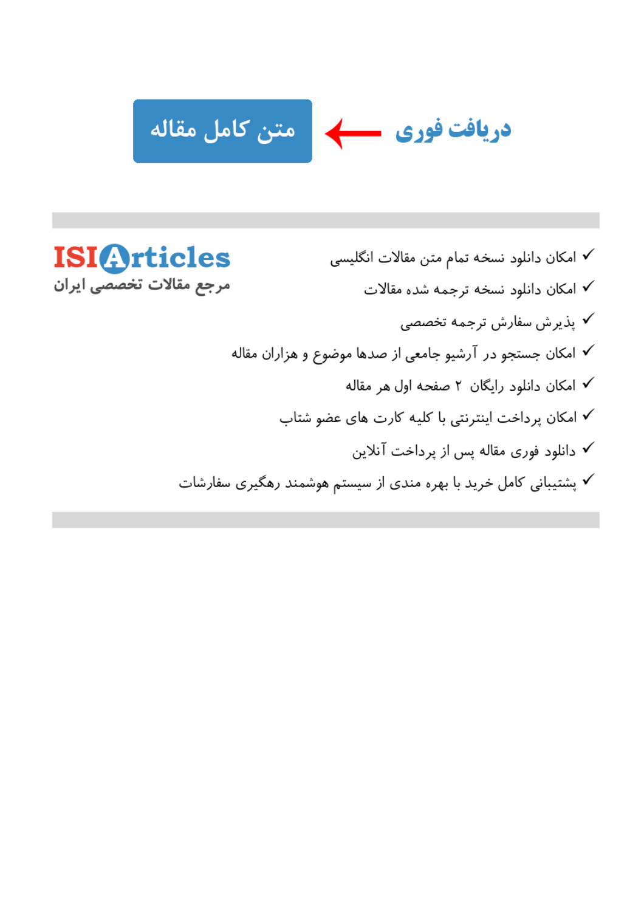دریافت فوری ← **متن کامل مقاله**

**ISIArticles**
مرجع مقالات تخصصی ایران

- ✓ امکان دانلود نسخه تمام متن مقالات انگلیسی
- ✓ امکان دانلود نسخه ترجمه شده مقالات
- ✓ پذیرش سفارش ترجمه تخصصی
- ✓ امکان جستجو در آرشیو جامعی از صدها موضوع و هزاران مقاله
- ✓ امکان دانلود رایگان ۲ صفحه اول هر مقاله
- ✓ امکان پرداخت اینترنتی با کلیه کارت های عضو شتاب
- ✓ دانلود فوری مقاله پس از پرداخت آنلاین
- ✓ پشتیبانی کامل خرید با بهره مندی از سیستم هوشمند رهگیری سفارشات